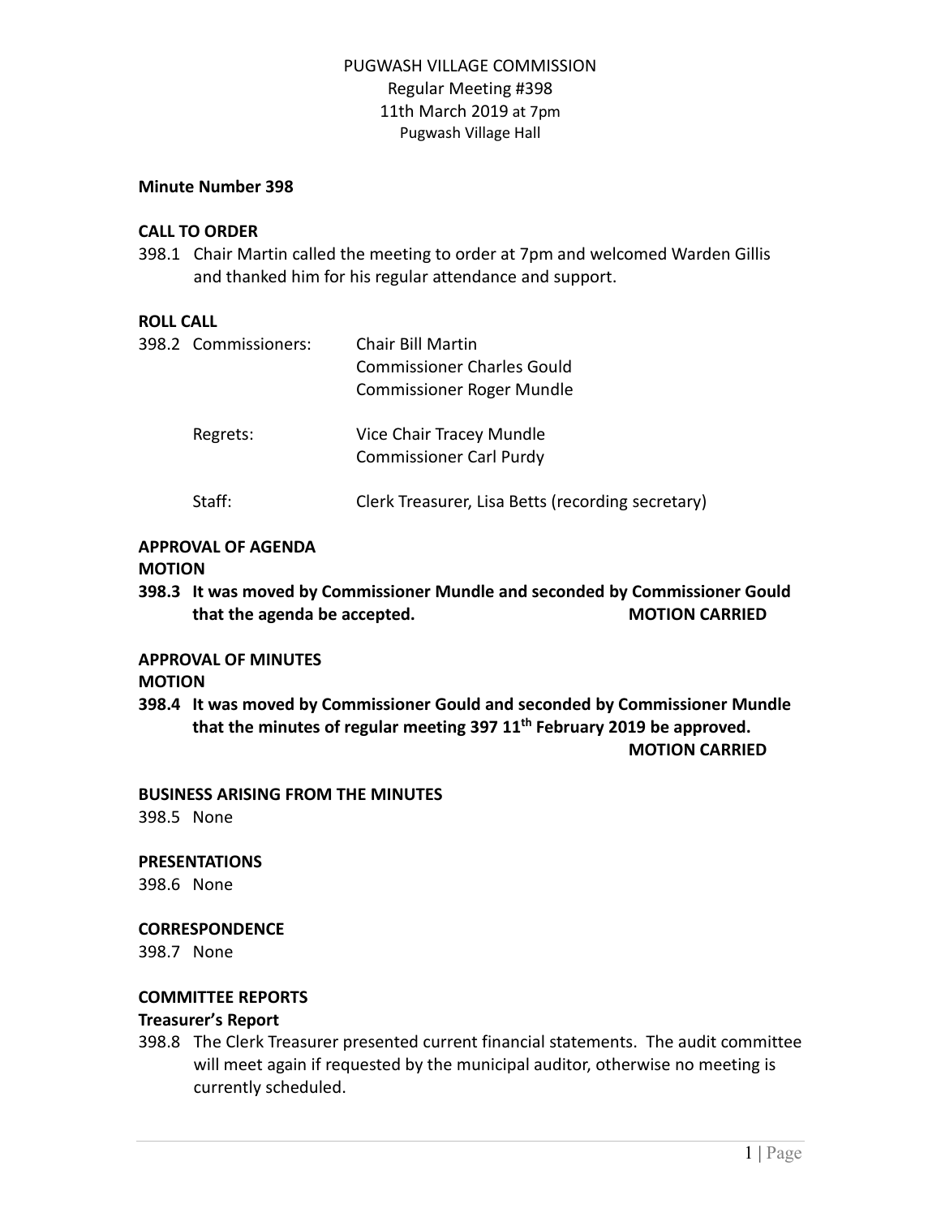PUGWASH VILLAGE COMMISSION
Regular Meeting #398
11th March 2019 at 7pm
Pugwash Village Hall

**Minute Number 398**

**CALL TO ORDER**

398.1 Chair Martin called the meeting to order at 7pm and welcomed Warden Gillis and thanked him for his regular attendance and support.

**ROLL CALL**

| | |
|---|---|
| 398.2 Commissioners: | Chair Bill Martin<br>Commissioner Charles Gould<br>Commissioner Roger Mundle |
| Regrets: | Vice Chair Tracey Mundle<br>Commissioner Carl Purdy |
| Staff: | Clerk Treasurer, Lisa Betts (recording secretary) |

**APPROVAL OF AGENDA**
**MOTION**

**398.3 It was moved by Commissioner Mundle and seconded by Commissioner Gould that the agenda be accepted. MOTION CARRIED**

**APPROVAL OF MINUTES**
**MOTION**

**398.4 It was moved by Commissioner Gould and seconded by Commissioner Mundle that the minutes of regular meeting 397 11th February 2019 be approved. MOTION CARRIED**

**BUSINESS ARISING FROM THE MINUTES**

398.5 None

**PRESENTATIONS**

398.6 None

**CORRESPONDENCE**

398.7 None

**COMMITTEE REPORTS**

**Treasurer's Report**

398.8 The Clerk Treasurer presented current financial statements. The audit committee will meet again if requested by the municipal auditor, otherwise no meeting is currently scheduled.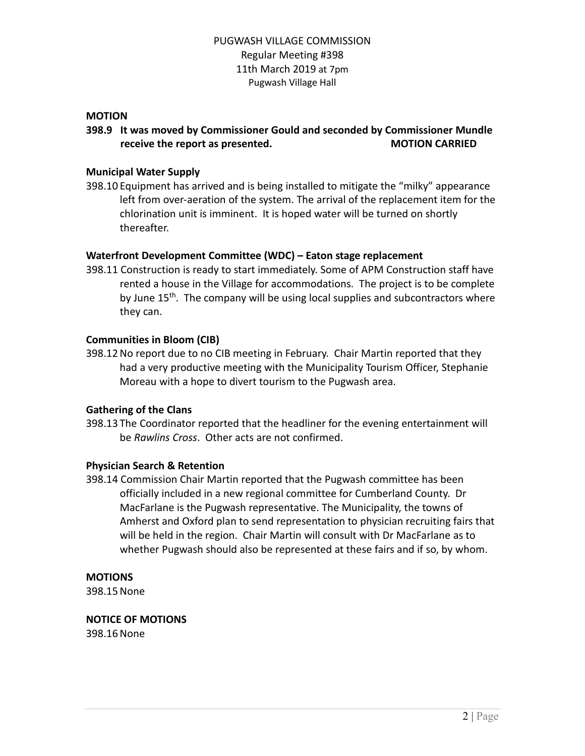PUGWASH VILLAGE COMMISSION
Regular Meeting #398
11th March 2019 at 7pm
Pugwash Village Hall

**MOTION**

**398.9 It was moved by Commissioner Gould and seconded by Commissioner Mundle receive the report as presented. MOTION CARRIED**

**Municipal Water Supply**

398.10 Equipment has arrived and is being installed to mitigate the "milky" appearance left from over-aeration of the system. The arrival of the replacement item for the chlorination unit is imminent. It is hoped water will be turned on shortly thereafter.

**Waterfront Development Committee (WDC) – Eaton stage replacement**

398.11 Construction is ready to start immediately. Some of APM Construction staff have rented a house in the Village for accommodations. The project is to be complete by June 15th. The company will be using local supplies and subcontractors where they can.

**Communities in Bloom (CIB)**

398.12 No report due to no CIB meeting in February. Chair Martin reported that they had a very productive meeting with the Municipality Tourism Officer, Stephanie Moreau with a hope to divert tourism to the Pugwash area.

**Gathering of the Clans**

398.13 The Coordinator reported that the headliner for the evening entertainment will be *Rawlins Cross*. Other acts are not confirmed.

**Physician Search & Retention**

398.14 Commission Chair Martin reported that the Pugwash committee has been officially included in a new regional committee for Cumberland County. Dr MacFarlane is the Pugwash representative. The Municipality, the towns of Amherst and Oxford plan to send representation to physician recruiting fairs that will be held in the region. Chair Martin will consult with Dr MacFarlane as to whether Pugwash should also be represented at these fairs and if so, by whom.

**MOTIONS**

398.15 None

**NOTICE OF MOTIONS**

398.16 None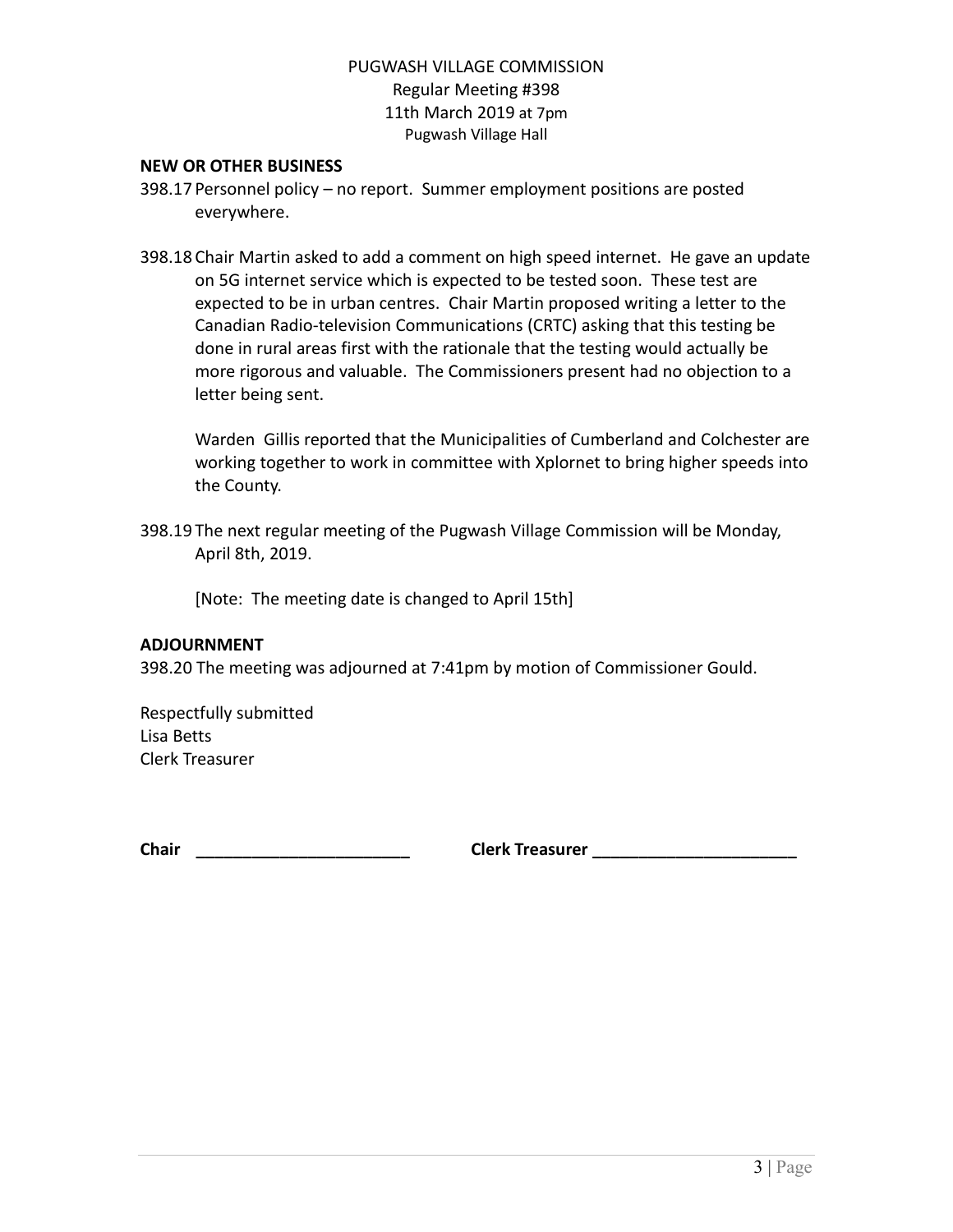PUGWASH VILLAGE COMMISSION
Regular Meeting #398
11th March 2019 at 7pm
Pugwash Village Hall

**NEW OR OTHER BUSINESS**

398.17 Personnel policy – no report. Summer employment positions are posted everywhere.

398.18 Chair Martin asked to add a comment on high speed internet. He gave an update on 5G internet service which is expected to be tested soon. These test are expected to be in urban centres. Chair Martin proposed writing a letter to the Canadian Radio-television Communications (CRTC) asking that this testing be done in rural areas first with the rationale that the testing would actually be more rigorous and valuable. The Commissioners present had no objection to a letter being sent.

Warden Gillis reported that the Municipalities of Cumberland and Colchester are working together to work in committee with Xplornet to bring higher speeds into the County.

398.19 The next regular meeting of the Pugwash Village Commission will be Monday, April 8th, 2019.

[Note: The meeting date is changed to April 15th]

**ADJOURNMENT**

398.20 The meeting was adjourned at 7:41pm by motion of Commissioner Gould.

Respectfully submitted
Lisa Betts
Clerk Treasurer

**Chair** _______________________ **Clerk Treasurer** _____________________